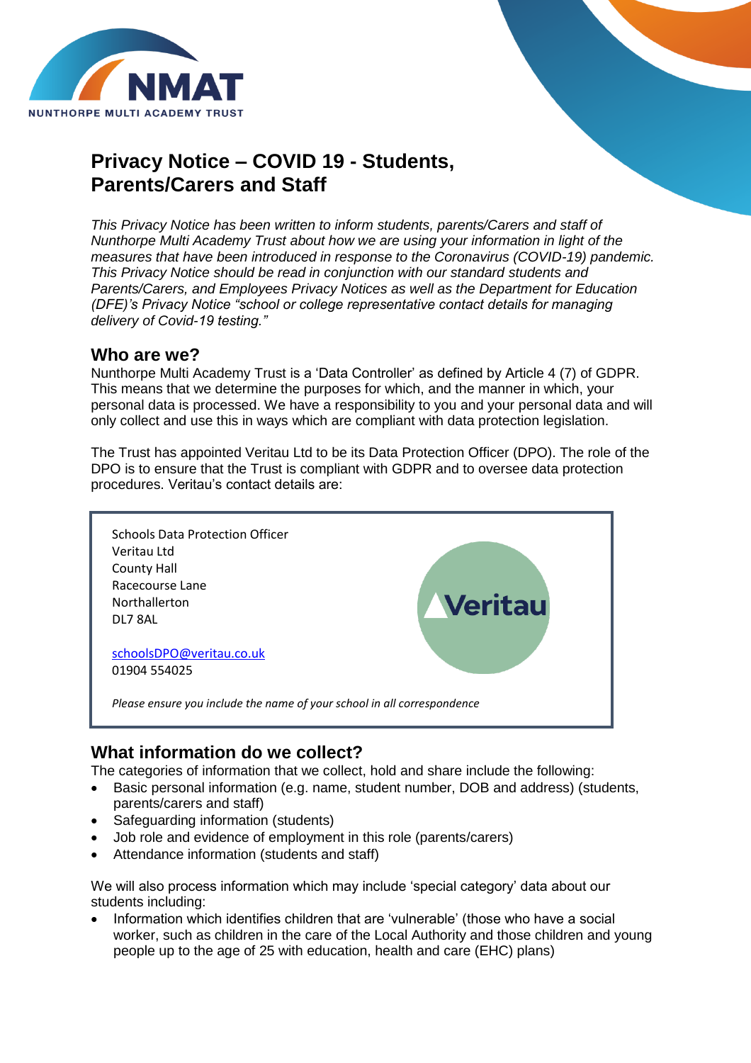# Privacy Notice – COVID 19 - Students, Parents/Carers and Staff

*This Privacy Notice has been written to inform students, parents/Carers and staff of Nunthorpe Multi Academy Trust about how we are using your information in light of the measures that have been introduced in response to the Coronavirus (COVID-19) pandemic. This Privacy Notice should be read in conjunction with our standard students and Parents/Carers, and Employees Privacy Notices as well as the Department for Education (DFE)'s Privacy Notice "school or college representative contact details for managing delivery of Covid-19 testing."*

## Who are we?

Nunthorpe Multi Academy Trust is a 'Data Controller' as defined by Article 4 (7) of GDPR. This means that we determine the purposes for which, and the manner in which, your personal data is processed. We have a responsibility to you and your personal data and will only collect and use this in ways which are compliant with data protection legislation.

The Trust has appointed Veritau Ltd to be its Data Protection Officer (DPO). The role of the DPO is to ensure that the Trust is compliant with GDPR and to oversee data protection procedures. Veritau's contact details are:

Schools Data Protection Officer
Veritau Ltd
County Hall
Racecourse Lane
Northallerton
DL7 8AL

schoolsDPO@veritau.co.uk
01904 554025

*Please ensure you include the name of your school in all correspondence*

## What information do we collect?

The categories of information that we collect, hold and share include the following:

- Basic personal information (e.g. name, student number, DOB and address) (students, parents/carers and staff)
- Safeguarding information (students)
- Job role and evidence of employment in this role (parents/carers)
- Attendance information (students and staff)

We will also process information which may include 'special category' data about our students including:

- Information which identifies children that are 'vulnerable' (those who have a social worker, such as children in the care of the Local Authority and those children and young people up to the age of 25 with education, health and care (EHC) plans)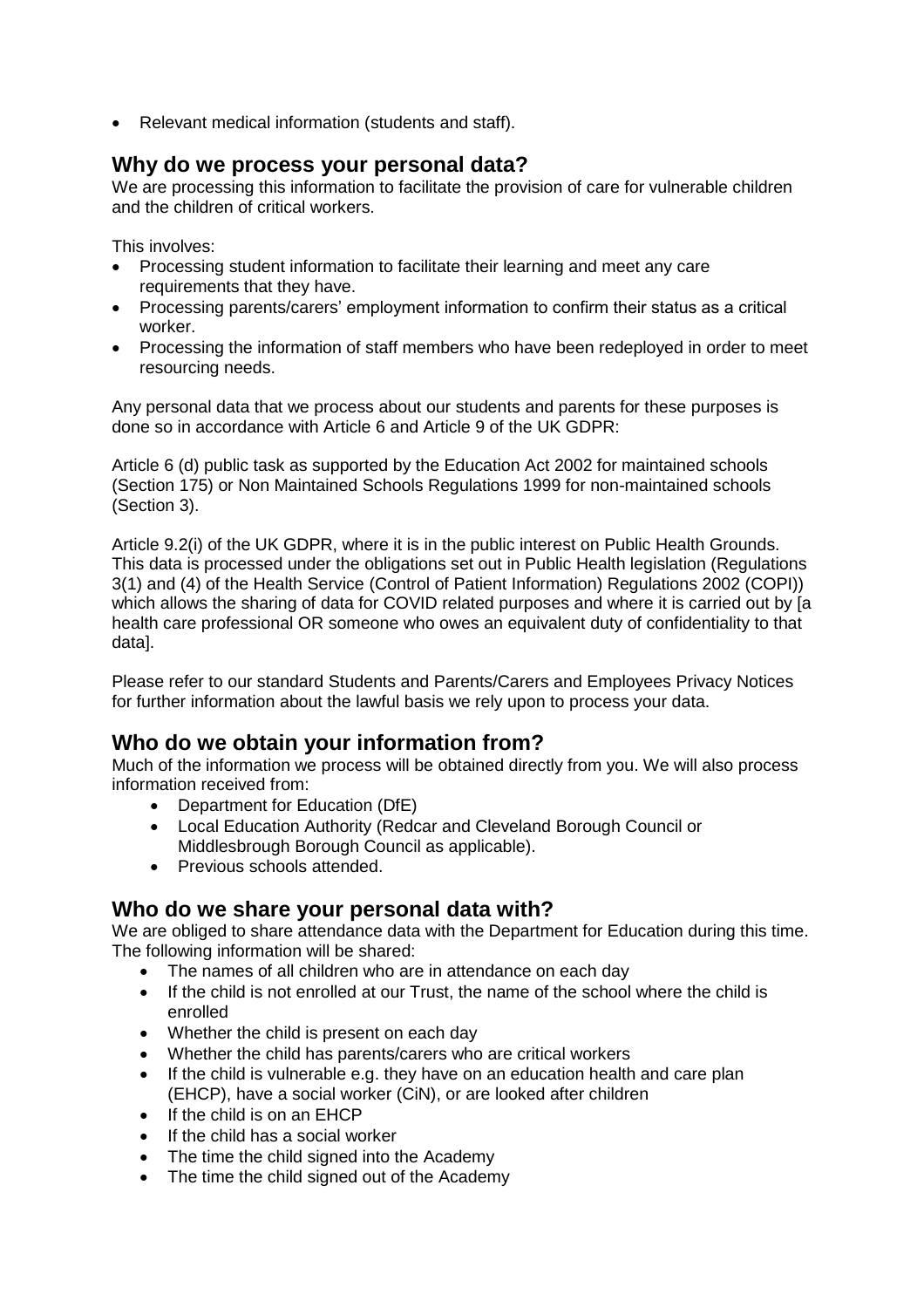- Relevant medical information (students and staff).

## Why do we process your personal data?

We are processing this information to facilitate the provision of care for vulnerable children and the children of critical workers.

This involves:

- Processing student information to facilitate their learning and meet any care requirements that they have.
- Processing parents/carers' employment information to confirm their status as a critical worker.
- Processing the information of staff members who have been redeployed in order to meet resourcing needs.

Any personal data that we process about our students and parents for these purposes is done so in accordance with Article 6 and Article 9 of the UK GDPR:

Article 6 (d) public task as supported by the Education Act 2002 for maintained schools (Section 175) or Non Maintained Schools Regulations 1999 for non-maintained schools (Section 3).

Article 9.2(i) of the UK GDPR, where it is in the public interest on Public Health Grounds. This data is processed under the obligations set out in Public Health legislation (Regulations 3(1) and (4) of the Health Service (Control of Patient Information) Regulations 2002 (COPI)) which allows the sharing of data for COVID related purposes and where it is carried out by [a health care professional OR someone who owes an equivalent duty of confidentiality to that data].

Please refer to our standard Students and Parents/Carers and Employees Privacy Notices for further information about the lawful basis we rely upon to process your data.

## Who do we obtain your information from?

Much of the information we process will be obtained directly from you. We will also process information received from:

- Department for Education (DfE)
- Local Education Authority (Redcar and Cleveland Borough Council or Middlesbrough Borough Council as applicable).
- Previous schools attended.

## Who do we share your personal data with?

We are obliged to share attendance data with the Department for Education during this time. The following information will be shared:

- The names of all children who are in attendance on each day
- If the child is not enrolled at our Trust, the name of the school where the child is enrolled
- Whether the child is present on each day
- Whether the child has parents/carers who are critical workers
- If the child is vulnerable e.g. they have on an education health and care plan (EHCP), have a social worker (CiN), or are looked after children
- If the child is on an EHCP
- If the child has a social worker
- The time the child signed into the Academy
- The time the child signed out of the Academy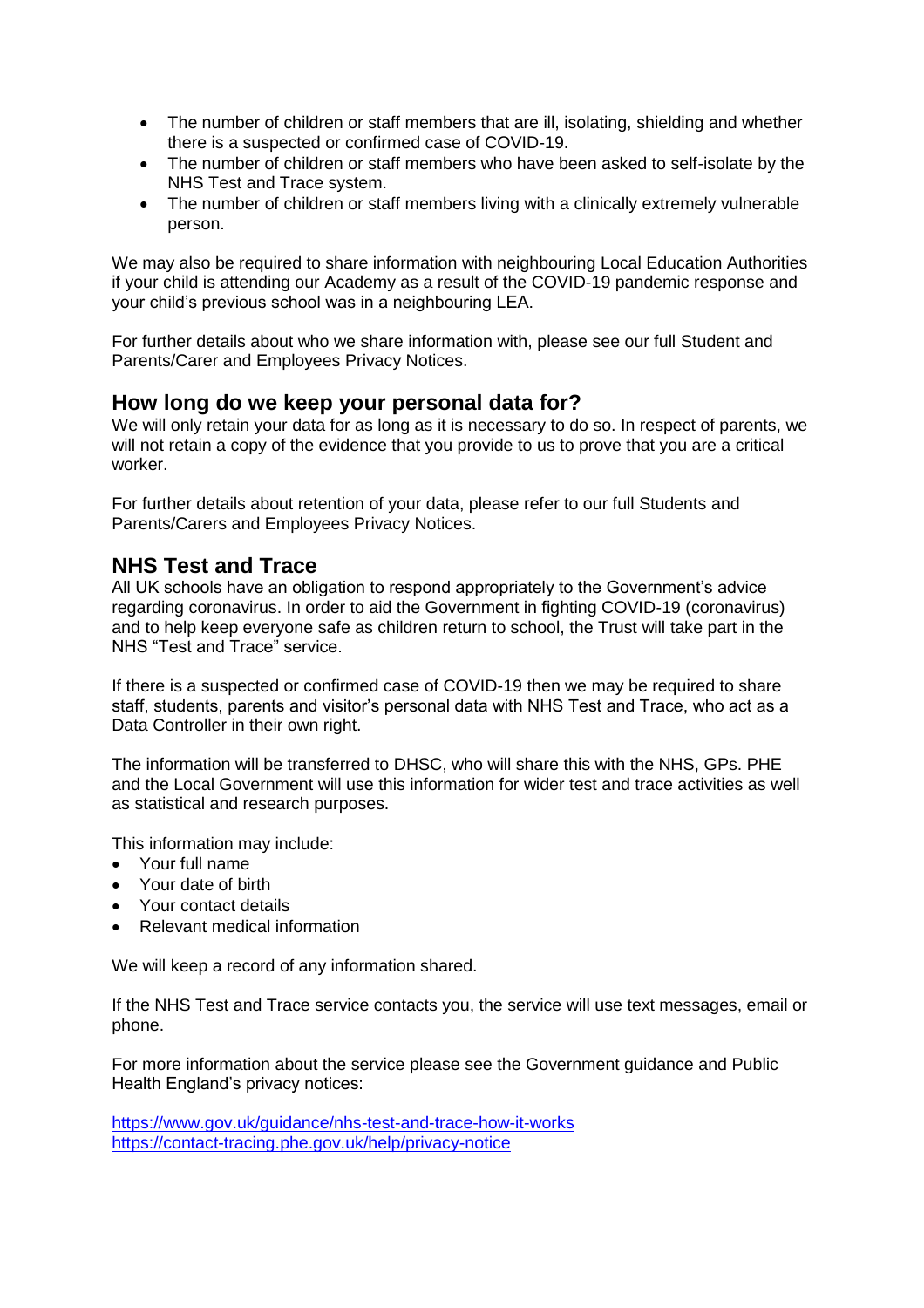- The number of children or staff members that are ill, isolating, shielding and whether there is a suspected or confirmed case of COVID-19.
- The number of children or staff members who have been asked to self-isolate by the NHS Test and Trace system.
- The number of children or staff members living with a clinically extremely vulnerable person.

We may also be required to share information with neighbouring Local Education Authorities if your child is attending our Academy as a result of the COVID-19 pandemic response and your child's previous school was in a neighbouring LEA.

For further details about who we share information with, please see our full Student and Parents/Carer and Employees Privacy Notices.

## How long do we keep your personal data for?

We will only retain your data for as long as it is necessary to do so. In respect of parents, we will not retain a copy of the evidence that you provide to us to prove that you are a critical worker.

For further details about retention of your data, please refer to our full Students and Parents/Carers and Employees Privacy Notices.

## NHS Test and Trace

All UK schools have an obligation to respond appropriately to the Government's advice regarding coronavirus. In order to aid the Government in fighting COVID-19 (coronavirus) and to help keep everyone safe as children return to school, the Trust will take part in the NHS "Test and Trace" service.

If there is a suspected or confirmed case of COVID-19 then we may be required to share staff, students, parents and visitor's personal data with NHS Test and Trace, who act as a Data Controller in their own right.

The information will be transferred to DHSC, who will share this with the NHS, GPs. PHE and the Local Government will use this information for wider test and trace activities as well as statistical and research purposes.

This information may include:

- Your full name
- Your date of birth
- Your contact details
- Relevant medical information

We will keep a record of any information shared.

If the NHS Test and Trace service contacts you, the service will use text messages, email or phone.

For more information about the service please see the Government guidance and Public Health England's privacy notices:

https://www.gov.uk/guidance/nhs-test-and-trace-how-it-works
https://contact-tracing.phe.gov.uk/help/privacy-notice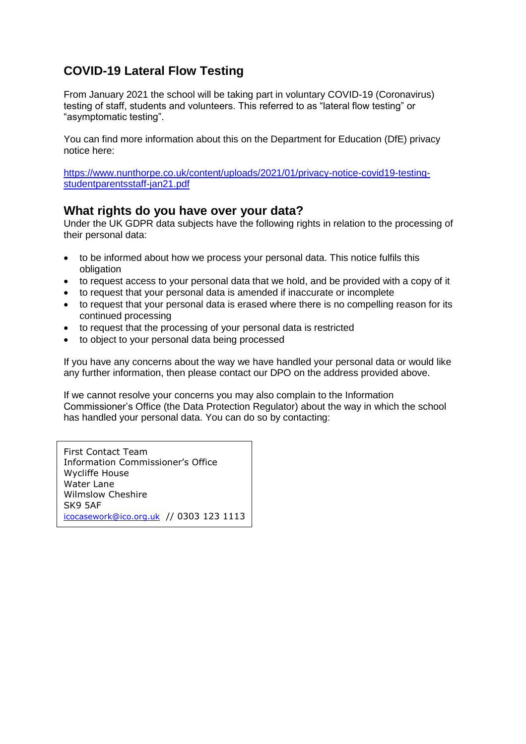## COVID-19 Lateral Flow Testing

From January 2021 the school will be taking part in voluntary COVID-19 (Coronavirus) testing of staff, students and volunteers. This referred to as “lateral flow testing” or “asymptomatic testing”.

You can find more information about this on the Department for Education (DfE) privacy notice here:

https://www.nunthorpe.co.uk/content/uploads/2021/01/privacy-notice-covid19-testing-studentparentsstaff-jan21.pdf

## What rights do you have over your data?

Under the UK GDPR data subjects have the following rights in relation to the processing of their personal data:

- to be informed about how we process your personal data. This notice fulfils this obligation
- to request access to your personal data that we hold, and be provided with a copy of it
- to request that your personal data is amended if inaccurate or incomplete
- to request that your personal data is erased where there is no compelling reason for its continued processing
- to request that the processing of your personal data is restricted
- to object to your personal data being processed

If you have any concerns about the way we have handled your personal data or would like any further information, then please contact our DPO on the address provided above.

If we cannot resolve your concerns you may also complain to the Information Commissioner’s Office (the Data Protection Regulator) about the way in which the school has handled your personal data. You can do so by contacting:

First Contact Team
Information Commissioner’s Office
Wycliffe House
Water Lane
Wilmslow Cheshire
SK9 5AF
icocasework@ico.org.uk // 0303 123 1113